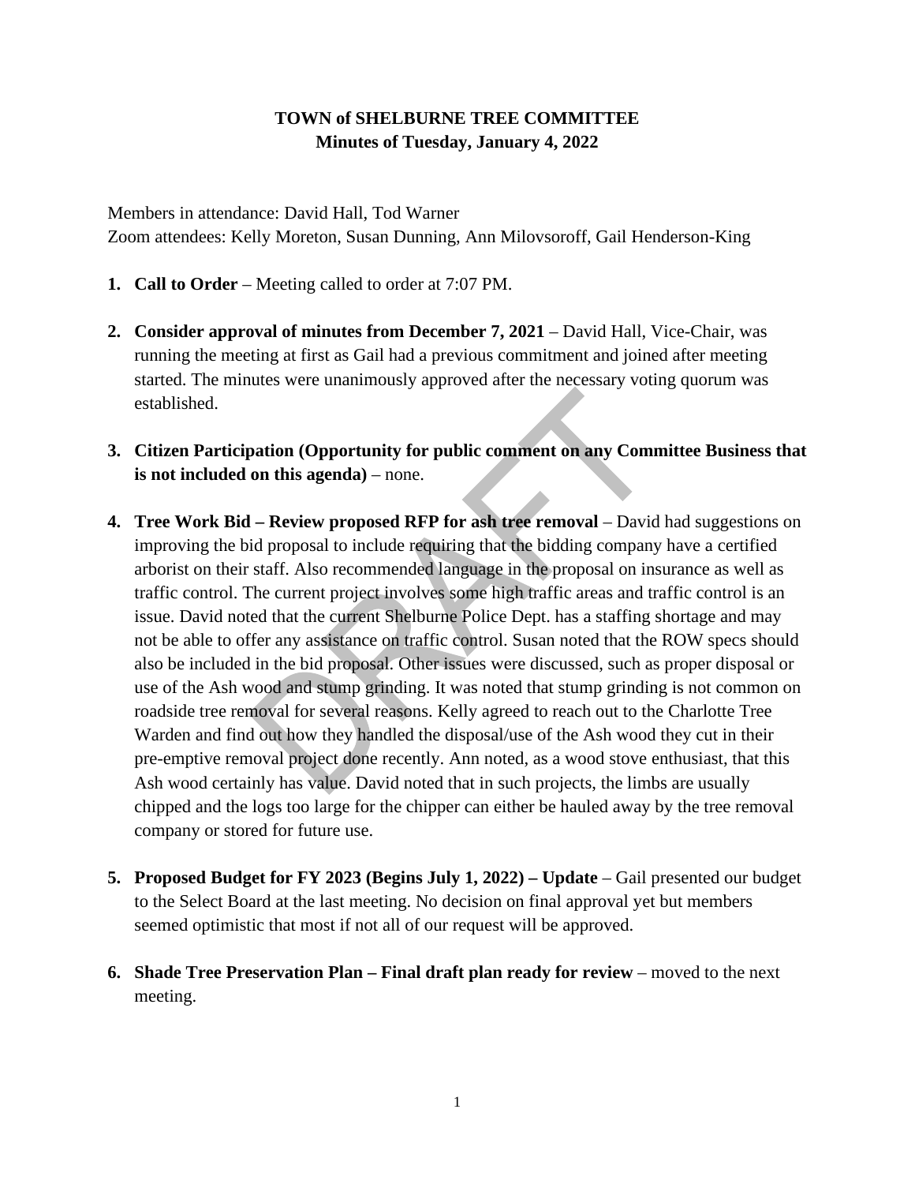# TOWN of SHELBURNE TREE COMMITTEE
## Minutes of Tuesday, January 4, 2022

Members in attendance: David Hall, Tod Warner
Zoom attendees: Kelly Moreton, Susan Dunning, Ann Milovsoroff, Gail Henderson-King

1. **Call to Order** – Meeting called to order at 7:07 PM.

2. **Consider approval of minutes from December 7, 2021** – David Hall, Vice-Chair, was running the meeting at first as Gail had a previous commitment and joined after meeting started. The minutes were unanimously approved after the necessary voting quorum was established.

3. **Citizen Participation (Opportunity for public comment on any Committee Business that is not included on this agenda)** – none.

4. **Tree Work Bid – Review proposed RFP for ash tree removal** – David had suggestions on improving the bid proposal to include requiring that the bidding company have a certified arborist on their staff. Also recommended language in the proposal on insurance as well as traffic control. The current project involves some high traffic areas and traffic control is an issue. David noted that the current Shelburne Police Dept. has a staffing shortage and may not be able to offer any assistance on traffic control. Susan noted that the ROW specs should also be included in the bid proposal. Other issues were discussed, such as proper disposal or use of the Ash wood and stump grinding. It was noted that stump grinding is not common on roadside tree removal for several reasons. Kelly agreed to reach out to the Charlotte Tree Warden and find out how they handled the disposal/use of the Ash wood they cut in their pre-emptive removal project done recently. Ann noted, as a wood stove enthusiast, that this Ash wood certainly has value. David noted that in such projects, the limbs are usually chipped and the logs too large for the chipper can either be hauled away by the tree removal company or stored for future use.

5. **Proposed Budget for FY 2023 (Begins July 1, 2022) – Update** – Gail presented our budget to the Select Board at the last meeting. No decision on final approval yet but members seemed optimistic that most if not all of our request will be approved.

6. **Shade Tree Preservation Plan – Final draft plan ready for review** – moved to the next meeting.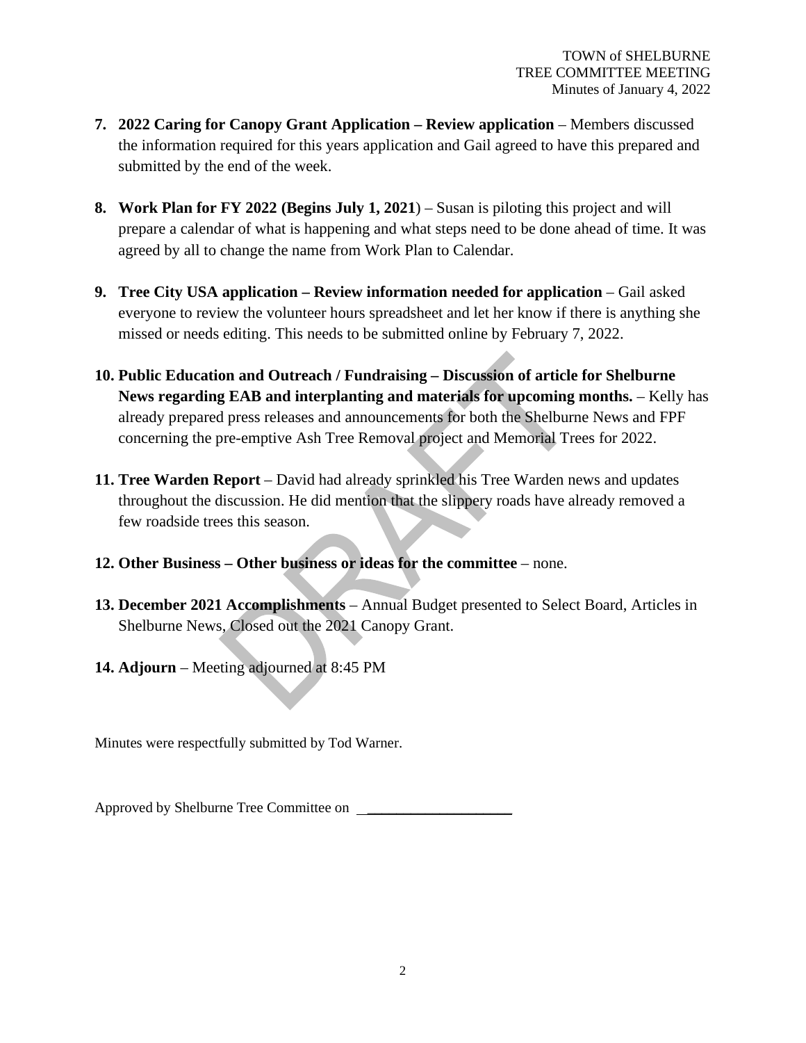7. **2022 Caring for Canopy Grant Application – Review application** – Members discussed the information required for this years application and Gail agreed to have this prepared and submitted by the end of the week.

8. **Work Plan for FY 2022 (Begins July 1, 2021**) – Susan is piloting this project and will prepare a calendar of what is happening and what steps need to be done ahead of time. It was agreed by all to change the name from Work Plan to Calendar.

9. **Tree City USA application – Review information needed for application** – Gail asked everyone to review the volunteer hours spreadsheet and let her know if there is anything she missed or needs editing. This needs to be submitted online by February 7, 2022.

10. **Public Education and Outreach / Fundraising – Discussion of article for Shelburne News regarding EAB and interplanting and materials for upcoming months.** – Kelly has already prepared press releases and announcements for both the Shelburne News and FPF concerning the pre-emptive Ash Tree Removal project and Memorial Trees for 2022.

11. **Tree Warden Report** – David had already sprinkled his Tree Warden news and updates throughout the discussion. He did mention that the slippery roads have already removed a few roadside trees this season.

12. **Other Business – Other business or ideas for the committee** – none.

13. **December 2021 Accomplishments** – Annual Budget presented to Select Board, Articles in Shelburne News, Closed out the 2021 Canopy Grant.

14. **Adjourn** – Meeting adjourned at 8:45 PM

Minutes were respectfully submitted by Tod Warner.

Approved by Shelburne Tree Committee on \_\_\_\_\_\_\_\_\_\_\_\_\_\_\_\_\_\_\_\_